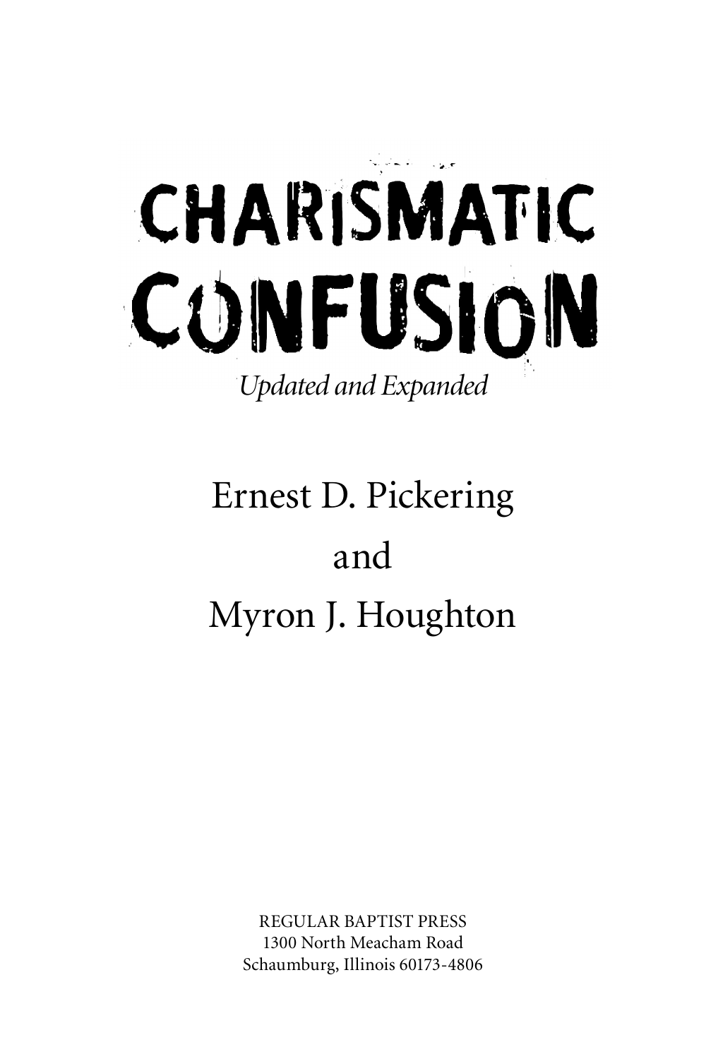# CHARISMATIC CONFUSION

*Updated and Expanded*

Ernest D. Pickering

and

Myron J. Houghton

REGULAR BAPTIST PRESS
1300 North Meacham Road
Schaumburg, Illinois 60173-4806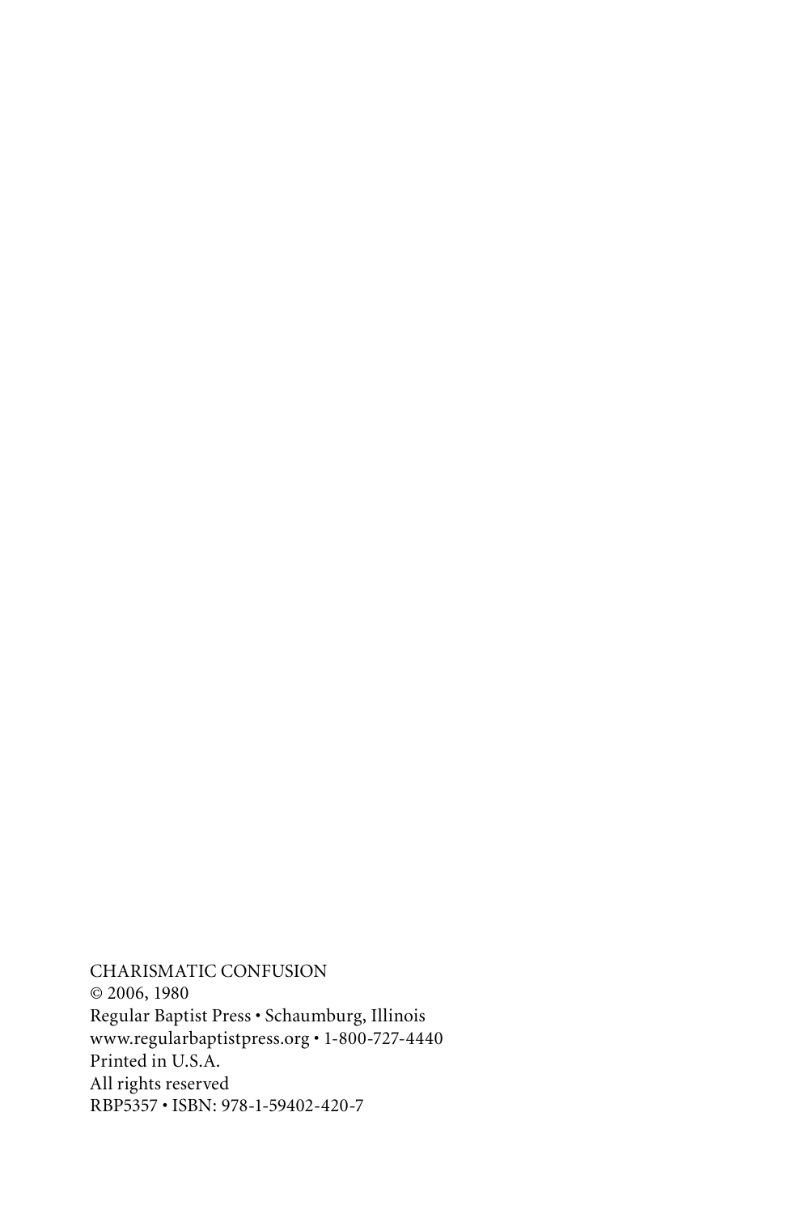CHARISMATIC CONFUSION
© 2006, 1980
Regular Baptist Press • Schaumburg, Illinois
www.regularbaptistpress.org • 1-800-727-4440
Printed in U.S.A.
All rights reserved
RBP5357 • ISBN: 978-1-59402-420-7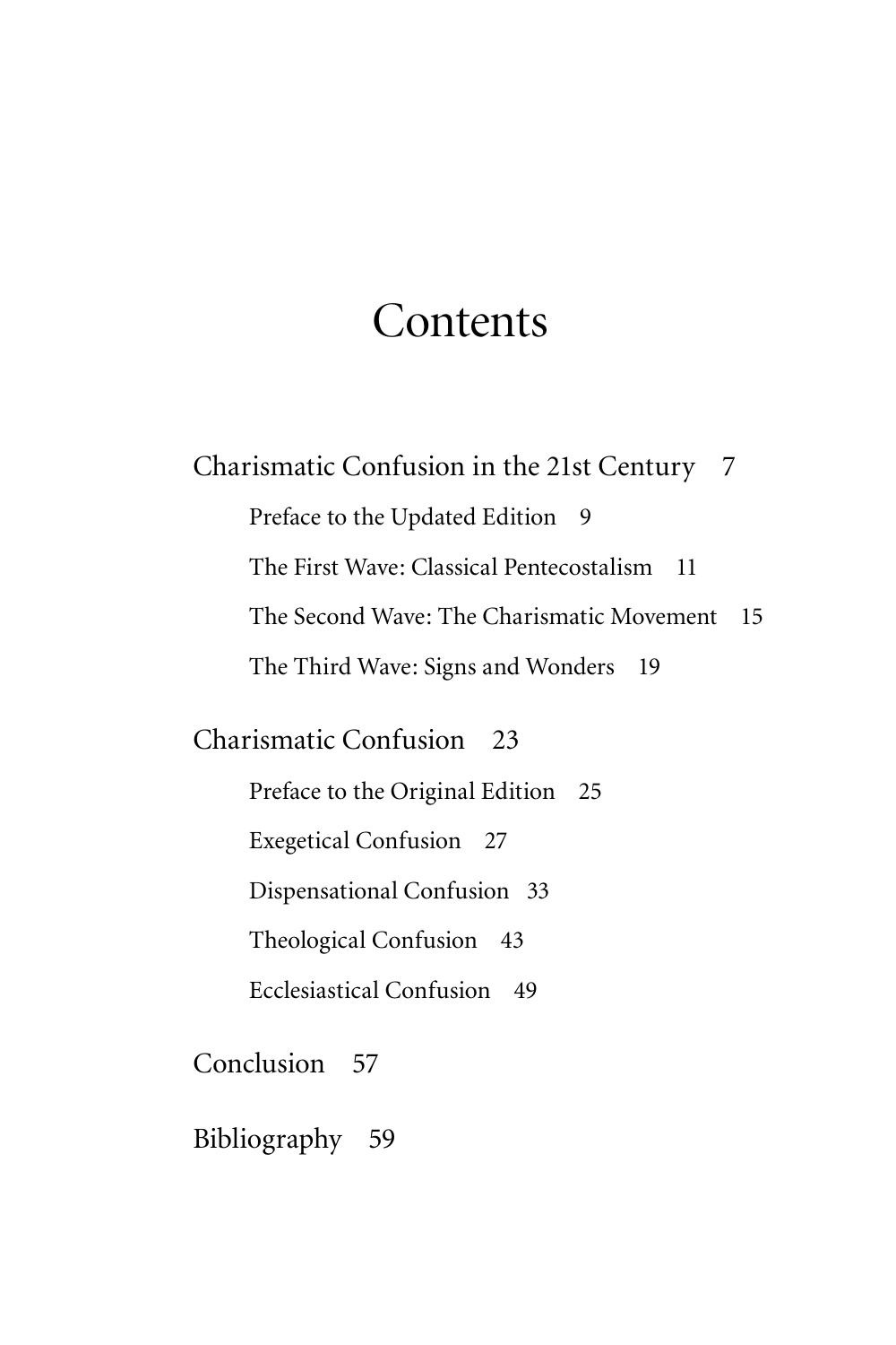# Contents

Charismatic Confusion in the 21st Century 7

- Preface to the Updated Edition 9
- The First Wave: Classical Pentecostalism 11
- The Second Wave: The Charismatic Movement 15
- The Third Wave: Signs and Wonders 19

Charismatic Confusion 23

- Preface to the Original Edition 25
- Exegetical Confusion 27
- Dispensational Confusion 33
- Theological Confusion 43
- Ecclesiastical Confusion 49

Conclusion 57

Bibliography 59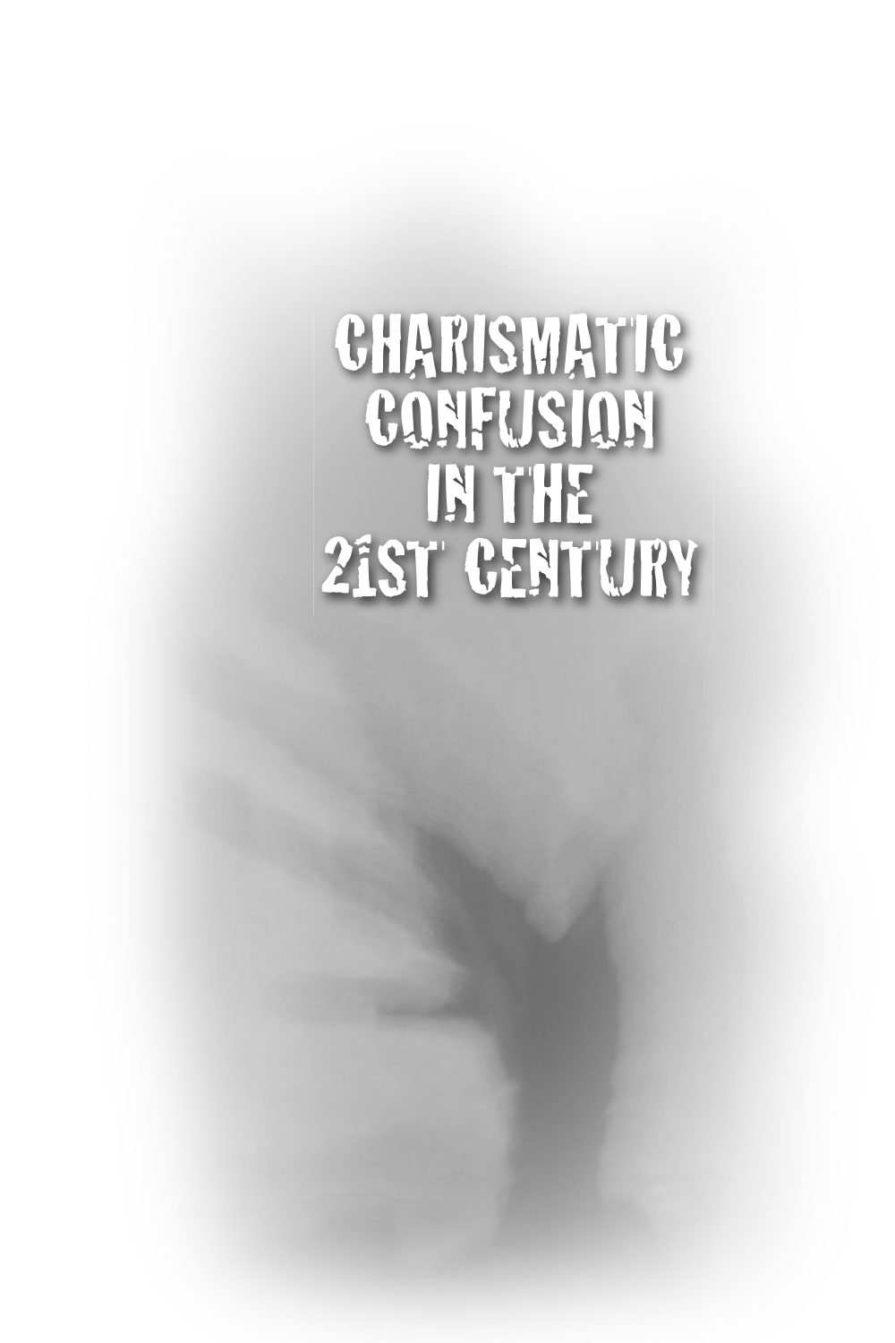# CHARISMATIC CONFUSION IN THE 21ST CENTURY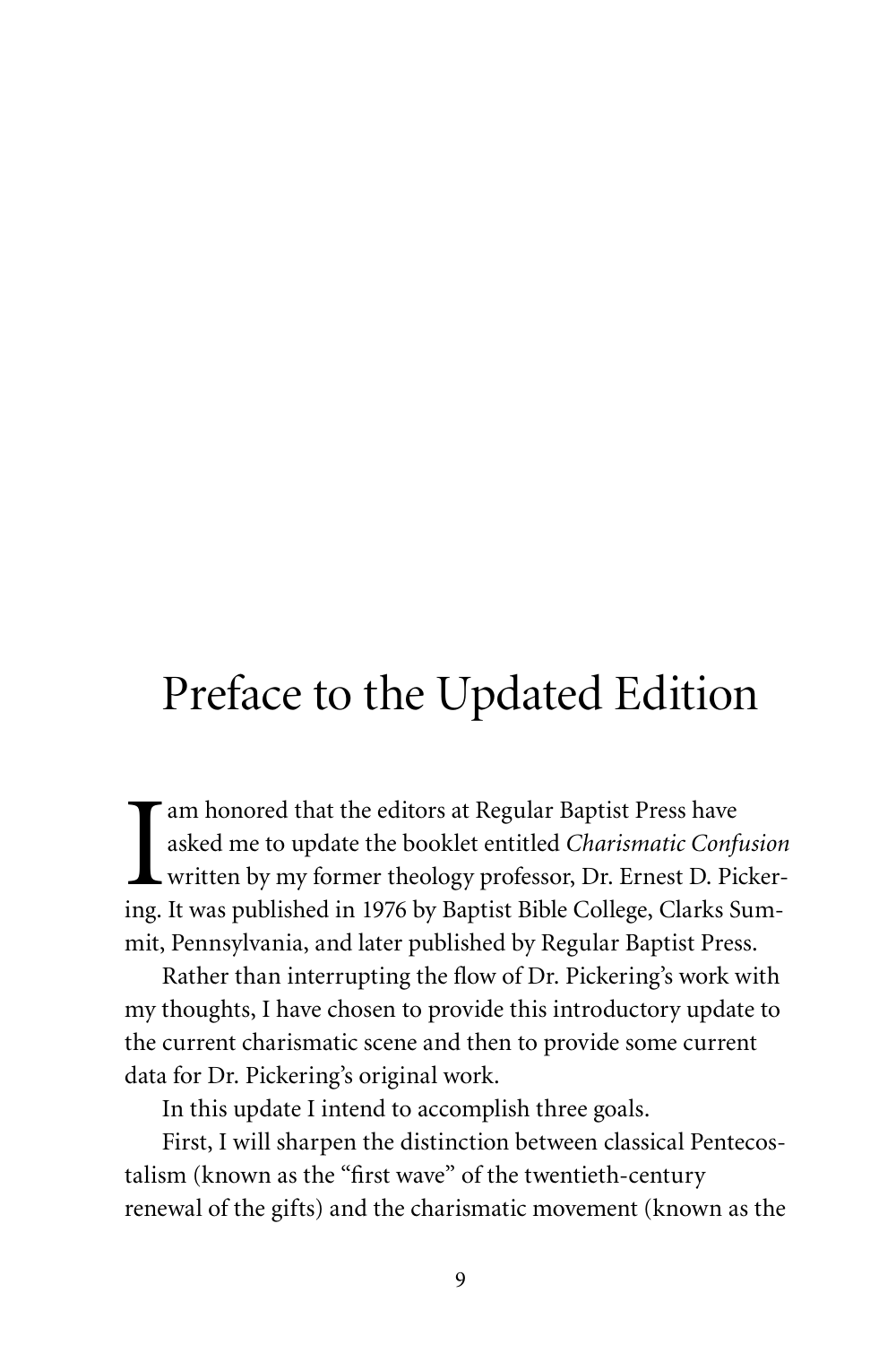# Preface to the Updated Edition

I am honored that the editors at Regular Baptist Press have asked me to update the booklet entitled *Charismatic Confusion* written by my former theology professor, Dr. Ernest D. Pickering. It was published in 1976 by Baptist Bible College, Clarks Summit, Pennsylvania, and later published by Regular Baptist Press.

Rather than interrupting the flow of Dr. Pickering's work with my thoughts, I have chosen to provide this introductory update to the current charismatic scene and then to provide some current data for Dr. Pickering's original work.

In this update I intend to accomplish three goals.

First, I will sharpen the distinction between classical Pentecostalism (known as the "first wave" of the twentieth-century renewal of the gifts) and the charismatic movement (known as the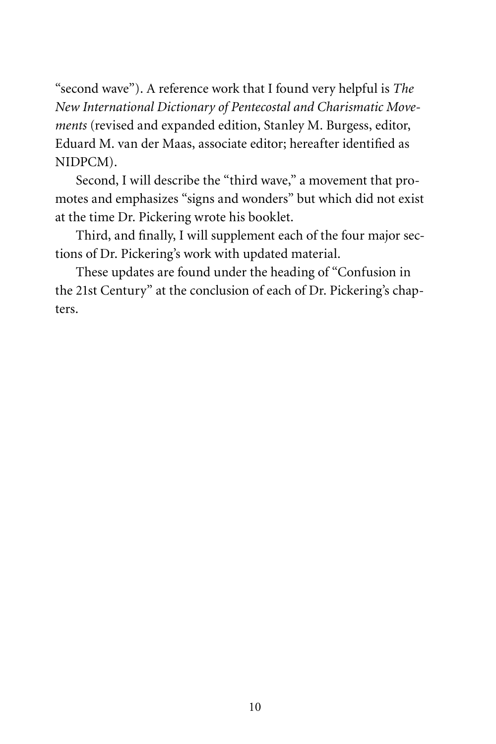"second wave"). A reference work that I found very helpful is *The New International Dictionary of Pentecostal and Charismatic Movements* (revised and expanded edition, Stanley M. Burgess, editor, Eduard M. van der Maas, associate editor; hereafter identified as NIDPCM).

Second, I will describe the "third wave," a movement that promotes and emphasizes "signs and wonders" but which did not exist at the time Dr. Pickering wrote his booklet.

Third, and finally, I will supplement each of the four major sections of Dr. Pickering's work with updated material.

These updates are found under the heading of "Confusion in the 21st Century" at the conclusion of each of Dr. Pickering's chapters.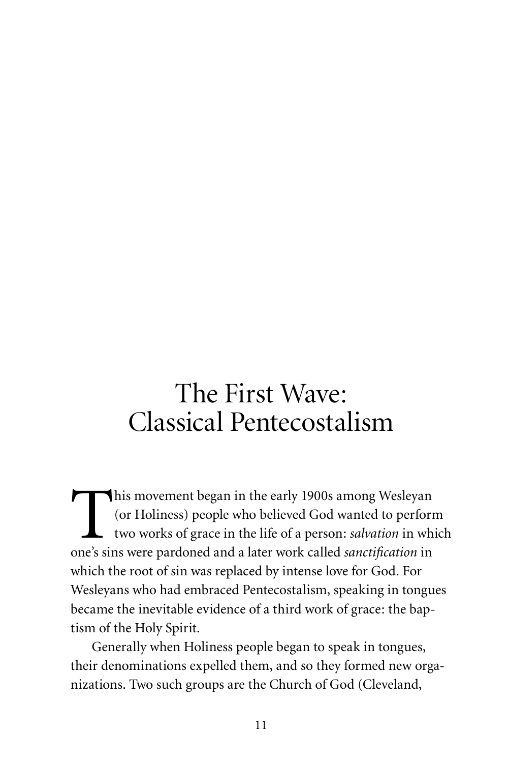# The First Wave: Classical Pentecostalism

This movement began in the early 1900s among Wesleyan (or Holiness) people who believed God wanted to perform two works of grace in the life of a person: *salvation* in which one's sins were pardoned and a later work called *sanctification* in which the root of sin was replaced by intense love for God. For Wesleyans who had embraced Pentecostalism, speaking in tongues became the inevitable evidence of a third work of grace: the baptism of the Holy Spirit.

Generally when Holiness people began to speak in tongues, their denominations expelled them, and so they formed new organizations. Two such groups are the Church of God (Cleveland,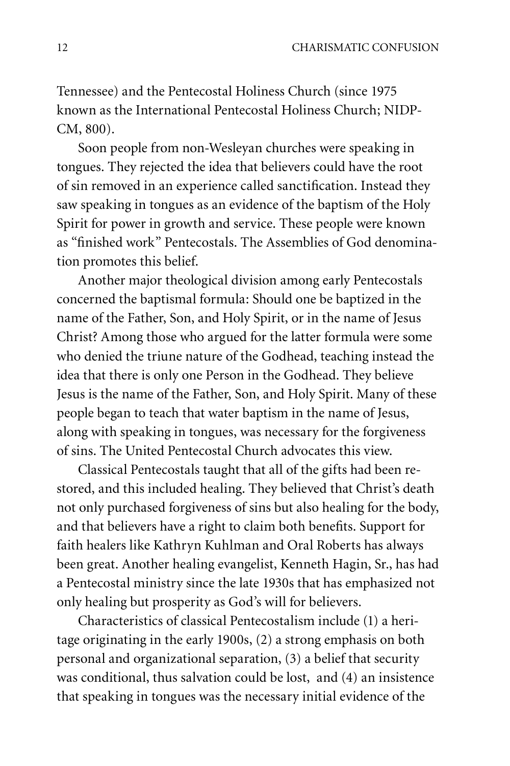Tennessee) and the Pentecostal Holiness Church (since 1975 known as the International Pentecostal Holiness Church; NIDPCM, 800).

Soon people from non-Wesleyan churches were speaking in tongues. They rejected the idea that believers could have the root of sin removed in an experience called sanctification. Instead they saw speaking in tongues as an evidence of the baptism of the Holy Spirit for power in growth and service. These people were known as "finished work" Pentecostals. The Assemblies of God denomination promotes this belief.

Another major theological division among early Pentecostals concerned the baptismal formula: Should one be baptized in the name of the Father, Son, and Holy Spirit, or in the name of Jesus Christ? Among those who argued for the latter formula were some who denied the triune nature of the Godhead, teaching instead the idea that there is only one Person in the Godhead. They believe Jesus is the name of the Father, Son, and Holy Spirit. Many of these people began to teach that water baptism in the name of Jesus, along with speaking in tongues, was necessary for the forgiveness of sins. The United Pentecostal Church advocates this view.

Classical Pentecostals taught that all of the gifts had been restored, and this included healing. They believed that Christ's death not only purchased forgiveness of sins but also healing for the body, and that believers have a right to claim both benefits. Support for faith healers like Kathryn Kuhlman and Oral Roberts has always been great. Another healing evangelist, Kenneth Hagin, Sr., has had a Pentecostal ministry since the late 1930s that has emphasized not only healing but prosperity as God's will for believers.

Characteristics of classical Pentecostalism include (1) a heritage originating in the early 1900s, (2) a strong emphasis on both personal and organizational separation, (3) a belief that security was conditional, thus salvation could be lost, and (4) an insistence that speaking in tongues was the necessary initial evidence of the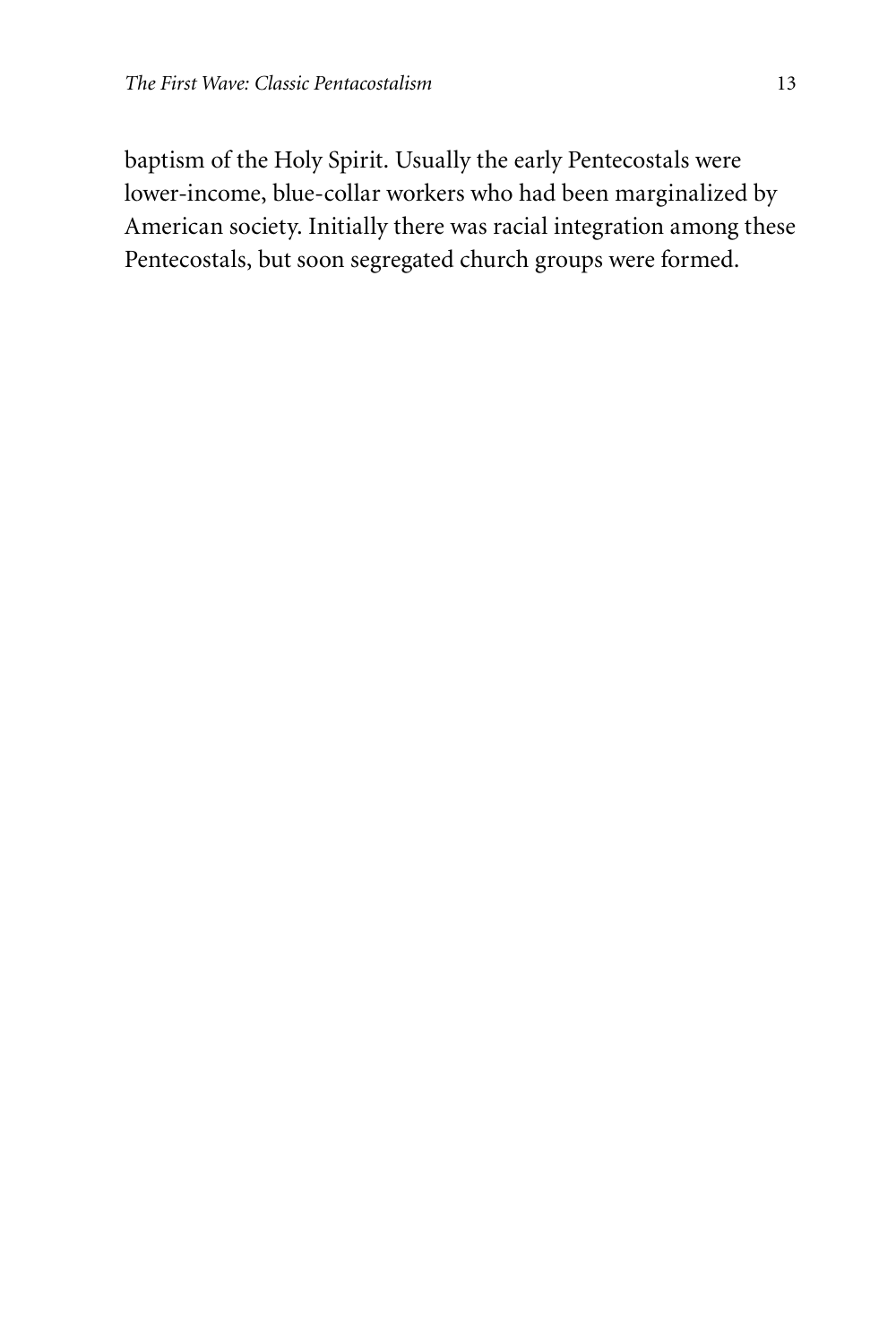baptism of the Holy Spirit. Usually the early Pentecostals were lower-income, blue-collar workers who had been marginalized by American society. Initially there was racial integration among these Pentecostals, but soon segregated church groups were formed.